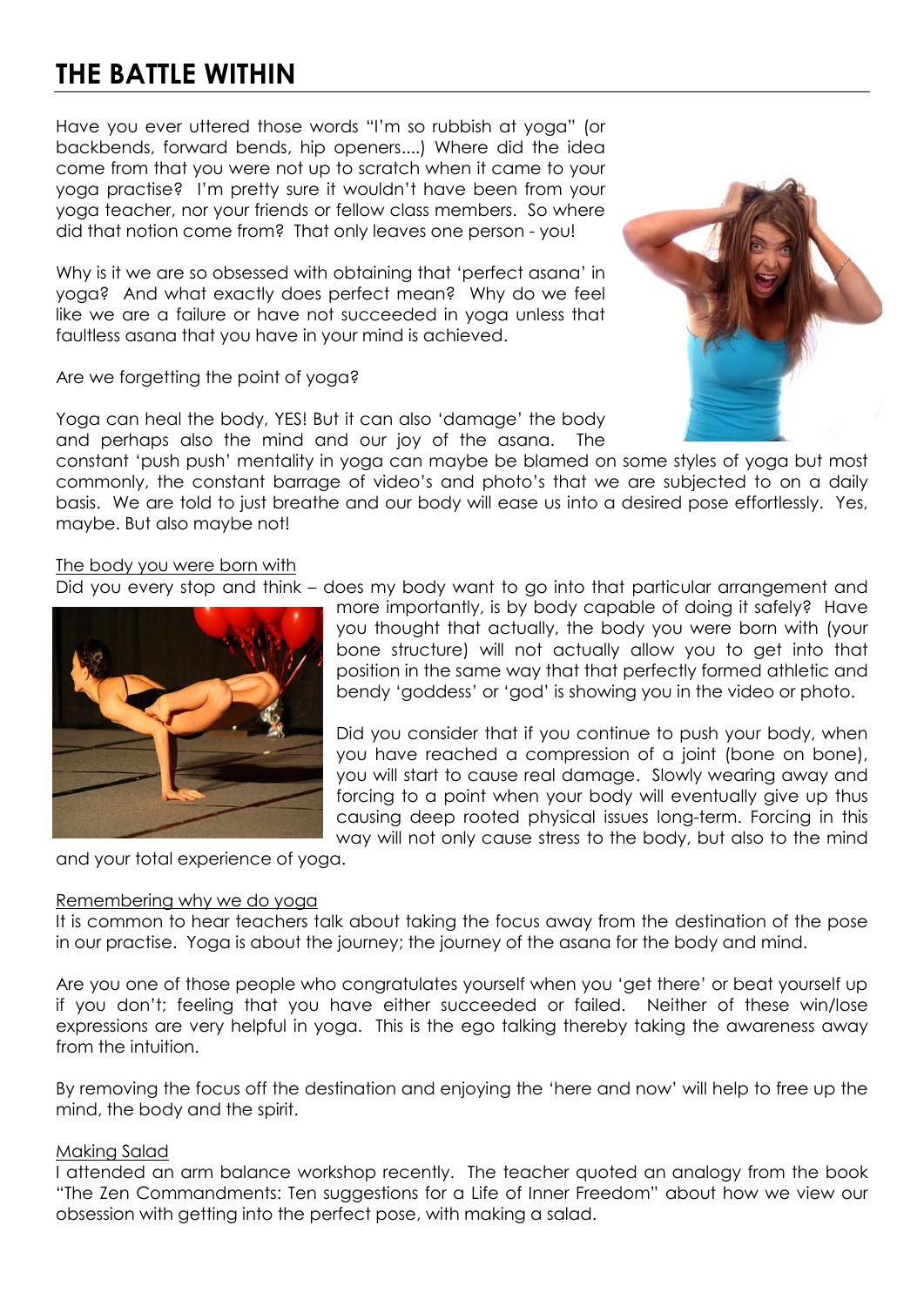# THE BATTLE WITHIN

Have you ever uttered those words "I'm so rubbish at yoga" (or backbends, forward bends, hip openers....) Where did the idea come from that you were not up to scratch when it came to your yoga practise? I'm pretty sure it wouldn't have been from your yoga teacher, nor your friends or fellow class members. So where did that notion come from? That only leaves one person - you!

Why is it we are so obsessed with obtaining that 'perfect asana' in yoga? And what exactly does perfect mean? Why do we feel like we are a failure or have not succeeded in yoga unless that faultless asana that you have in your mind is achieved.

Are we forgetting the point of yoga?

Yoga can heal the body, YES! But it can also 'damage' the body and perhaps also the mind and our joy of the asana. The constant 'push push' mentality in yoga can maybe be blamed on some styles of yoga but most commonly, the constant barrage of video's and photo's that we are subjected to on a daily basis. We are told to just breathe and our body will ease us into a desired pose effortlessly. Yes, maybe. But also maybe not!

<u>The body you were born with</u>

Did you every stop and think – does my body want to go into that particular arrangement and more importantly, is by body capable of doing it safely? Have you thought that actually, the body you were born with (your bone structure) will not actually allow you to get into that position in the same way that that perfectly formed athletic and bendy 'goddess' or 'god' is showing you in the video or photo.

Did you consider that if you continue to push your body, when you have reached a compression of a joint (bone on bone), you will start to cause real damage. Slowly wearing away and forcing to a point when your body will eventually give up thus causing deep rooted physical issues long-term. Forcing in this way will not only cause stress to the body, but also to the mind and your total experience of yoga.

<u>Remembering why we do yoga</u>

It is common to hear teachers talk about taking the focus away from the destination of the pose in our practise. Yoga is about the journey; the journey of the asana for the body and mind.

Are you one of those people who congratulates yourself when you 'get there' or beat yourself up if you don't; feeling that you have either succeeded or failed. Neither of these win/lose expressions are very helpful in yoga. This is the ego talking thereby taking the awareness away from the intuition.

By removing the focus off the destination and enjoying the 'here and now' will help to free up the mind, the body and the spirit.

<u>Making Salad</u>

I attended an arm balance workshop recently. The teacher quoted an analogy from the book "The Zen Commandments: Ten suggestions for a Life of Inner Freedom" about how we view our obsession with getting into the perfect pose, with making a salad.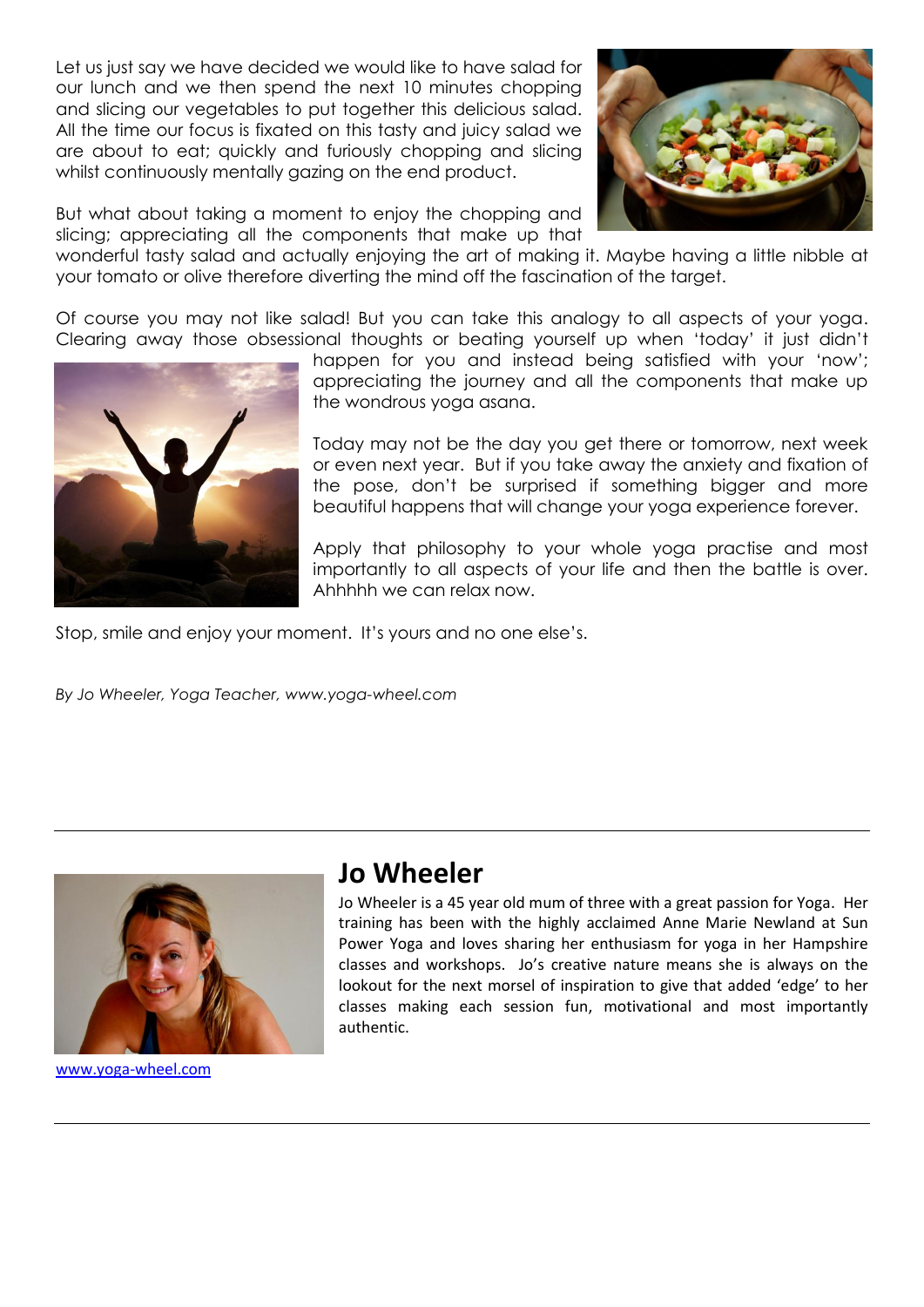Let us just say we have decided we would like to have salad for our lunch and we then spend the next 10 minutes chopping and slicing our vegetables to put together this delicious salad. All the time our focus is fixated on this tasty and juicy salad we are about to eat; quickly and furiously chopping and slicing whilst continuously mentally gazing on the end product.

But what about taking a moment to enjoy the chopping and slicing; appreciating all the components that make up that wonderful tasty salad and actually enjoying the art of making it. Maybe having a little nibble at your tomato or olive therefore diverting the mind off the fascination of the target.

Of course you may not like salad! But you can take this analogy to all aspects of your yoga. Clearing away those obsessional thoughts or beating yourself up when 'today' it just didn't happen for you and instead being satisfied with your 'now'; appreciating the journey and all the components that make up the wondrous yoga asana.

Today may not be the day you get there or tomorrow, next week or even next year. But if you take away the anxiety and fixation of the pose, don't be surprised if something bigger and more beautiful happens that will change your yoga experience forever.

Apply that philosophy to your whole yoga practise and most importantly to all aspects of your life and then the battle is over. Ahhhhh we can relax now.

Stop, smile and enjoy your moment. It's yours and no one else's.

*By Jo Wheeler, Yoga Teacher, www.yoga-wheel.com*

---

## Jo Wheeler

Jo Wheeler is a 45 year old mum of three with a great passion for Yoga. Her training has been with the highly acclaimed Anne Marie Newland at Sun Power Yoga and loves sharing her enthusiasm for yoga in her Hampshire classes and workshops. Jo's creative nature means she is always on the lookout for the next morsel of inspiration to give that added 'edge' to her classes making each session fun, motivational and most importantly authentic.

www.yoga-wheel.com

---